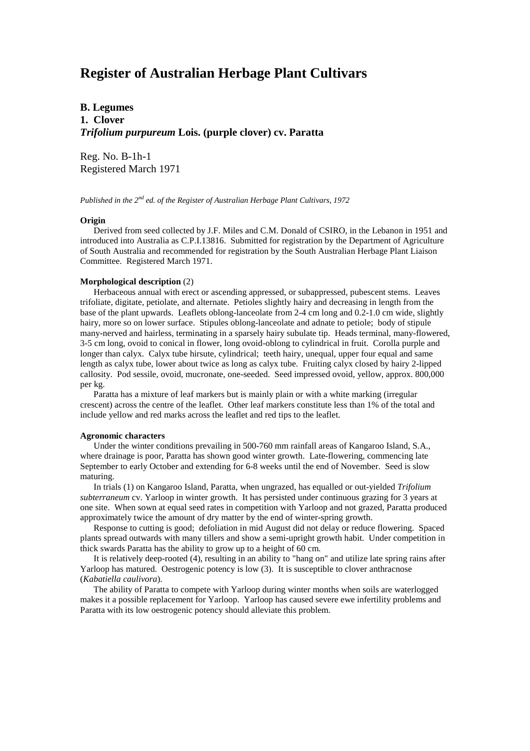# Register of Australian Herbage Plant Cultivars

## B. Legumes

## 1. Clover

### *Trifolium purpureum* Lois. (purple clover) cv. Paratta

Reg. No. B-1h-1
Registered March 1971

*Published in the 2nd ed. of the Register of Australian Herbage Plant Cultivars, 1972*

**Origin**

Derived from seed collected by J.F. Miles and C.M. Donald of CSIRO, in the Lebanon in 1951 and introduced into Australia as C.P.I.13816. Submitted for registration by the Department of Agriculture of South Australia and recommended for registration by the South Australian Herbage Plant Liaison Committee. Registered March 1971.

**Morphological description** (2)

Herbaceous annual with erect or ascending appressed, or subappressed, pubescent stems. Leaves trifoliate, digitate, petiolate, and alternate. Petioles slightly hairy and decreasing in length from the base of the plant upwards. Leaflets oblong-lanceolate from 2-4 cm long and 0.2-1.0 cm wide, slightly hairy, more so on lower surface. Stipules oblong-lanceolate and adnate to petiole; body of stipule many-nerved and hairless, terminating in a sparsely hairy subulate tip. Heads terminal, many-flowered, 3-5 cm long, ovoid to conical in flower, long ovoid-oblong to cylindrical in fruit. Corolla purple and longer than calyx. Calyx tube hirsute, cylindrical; teeth hairy, unequal, upper four equal and same length as calyx tube, lower about twice as long as calyx tube. Fruiting calyx closed by hairy 2-lipped callosity. Pod sessile, ovoid, mucronate, one-seeded. Seed impressed ovoid, yellow, approx. 800,000 per kg.

Paratta has a mixture of leaf markers but is mainly plain or with a white marking (irregular crescent) across the centre of the leaflet. Other leaf markers constitute less than 1% of the total and include yellow and red marks across the leaflet and red tips to the leaflet.

**Agronomic characters**

Under the winter conditions prevailing in 500-760 mm rainfall areas of Kangaroo Island, S.A., where drainage is poor, Paratta has shown good winter growth. Late-flowering, commencing late September to early October and extending for 6-8 weeks until the end of November. Seed is slow maturing.

In trials (1) on Kangaroo Island, Paratta, when ungrazed, has equalled or out-yielded *Trifolium subterraneum* cv. Yarloop in winter growth. It has persisted under continuous grazing for 3 years at one site. When sown at equal seed rates in competition with Yarloop and not grazed, Paratta produced approximately twice the amount of dry matter by the end of winter-spring growth.

Response to cutting is good; defoliation in mid August did not delay or reduce flowering. Spaced plants spread outwards with many tillers and show a semi-upright growth habit. Under competition in thick swards Paratta has the ability to grow up to a height of 60 cm.

It is relatively deep-rooted (4), resulting in an ability to "hang on" and utilize late spring rains after Yarloop has matured. Oestrogenic potency is low (3). It is susceptible to clover anthracnose (*Kabatiella caulivora*).

The ability of Paratta to compete with Yarloop during winter months when soils are waterlogged makes it a possible replacement for Yarloop. Yarloop has caused severe ewe infertility problems and Paratta with its low oestrogenic potency should alleviate this problem.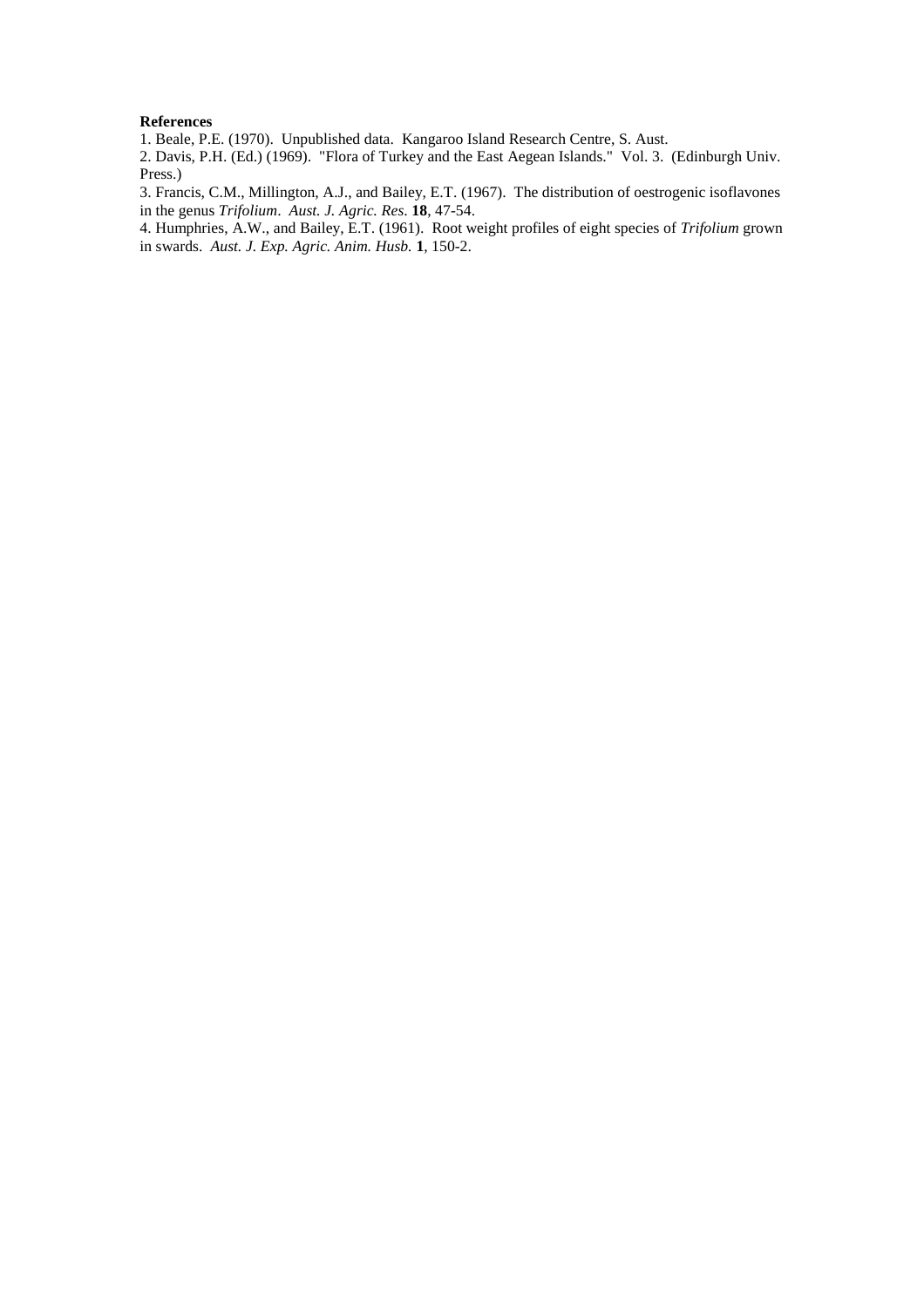**References**

1. Beale, P.E. (1970). Unpublished data. Kangaroo Island Research Centre, S. Aust.
2. Davis, P.H. (Ed.) (1969). "Flora of Turkey and the East Aegean Islands." Vol. 3. (Edinburgh Univ. Press.)
3. Francis, C.M., Millington, A.J., and Bailey, E.T. (1967). The distribution of oestrogenic isoflavones in the genus *Trifolium*. *Aust. J. Agric. Res*. **18**, 47-54.
4. Humphries, A.W., and Bailey, E.T. (1961). Root weight profiles of eight species of *Trifolium* grown in swards. *Aust. J. Exp. Agric. Anim. Husb.* **1**, 150-2.